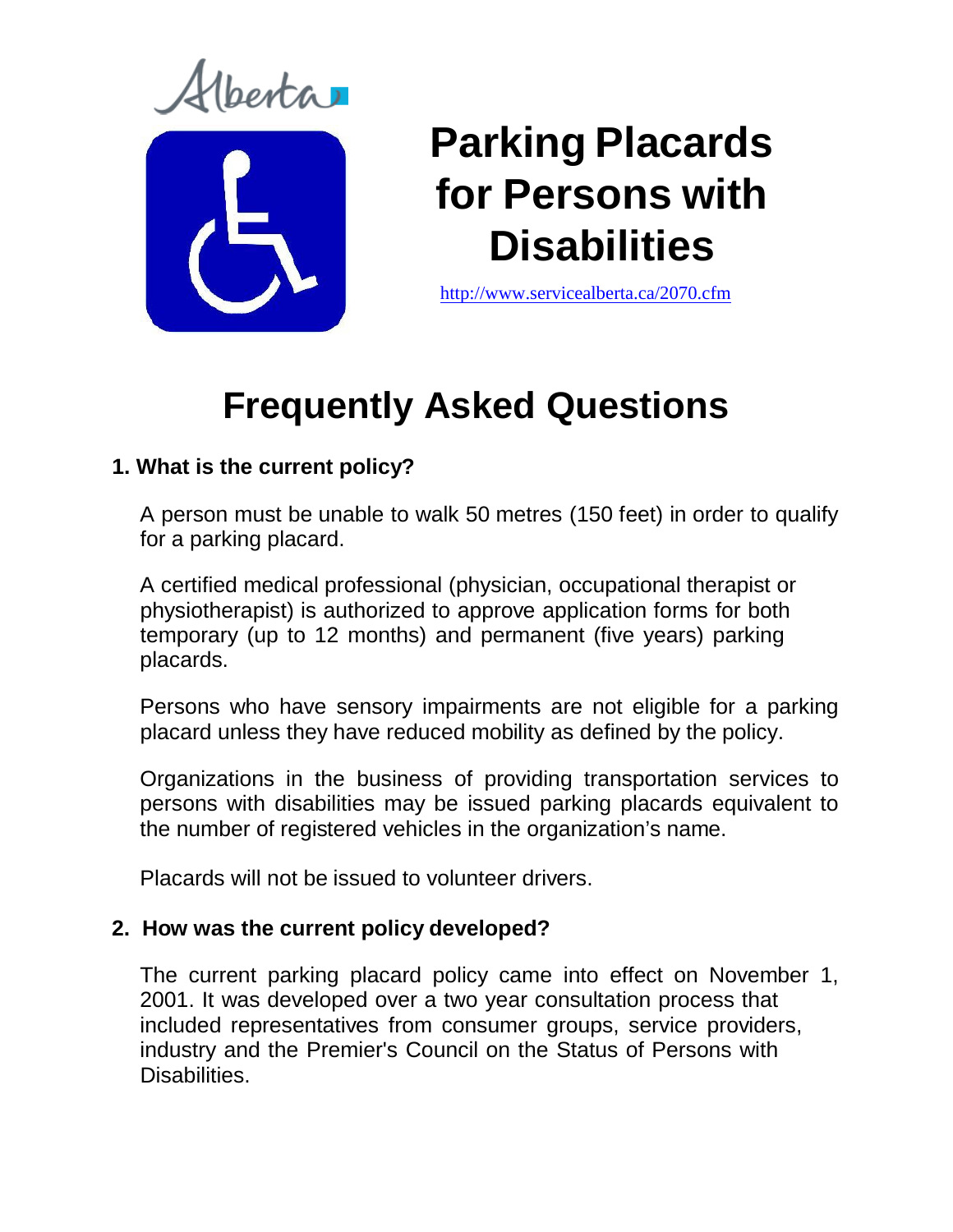Alberta

# Parking Placards for Persons with Disabilities

http://www.servicealberta.ca/2070.cfm

# Frequently Asked Questions

### 1. What is the current policy?

A person must be unable to walk 50 metres (150 feet) in order to qualify for a parking placard.

A certified medical professional (physician, occupational therapist or physiotherapist) is authorized to approve application forms for both temporary (up to 12 months) and permanent (five years) parking placards.

Persons who have sensory impairments are not eligible for a parking placard unless they have reduced mobility as defined by the policy.

Organizations in the business of providing transportation services to persons with disabilities may be issued parking placards equivalent to the number of registered vehicles in the organization's name.

Placards will not be issued to volunteer drivers.

### 2. How was the current policy developed?

The current parking placard policy came into effect on November 1, 2001. It was developed over a two year consultation process that included representatives from consumer groups, service providers, industry and the Premier's Council on the Status of Persons with Disabilities.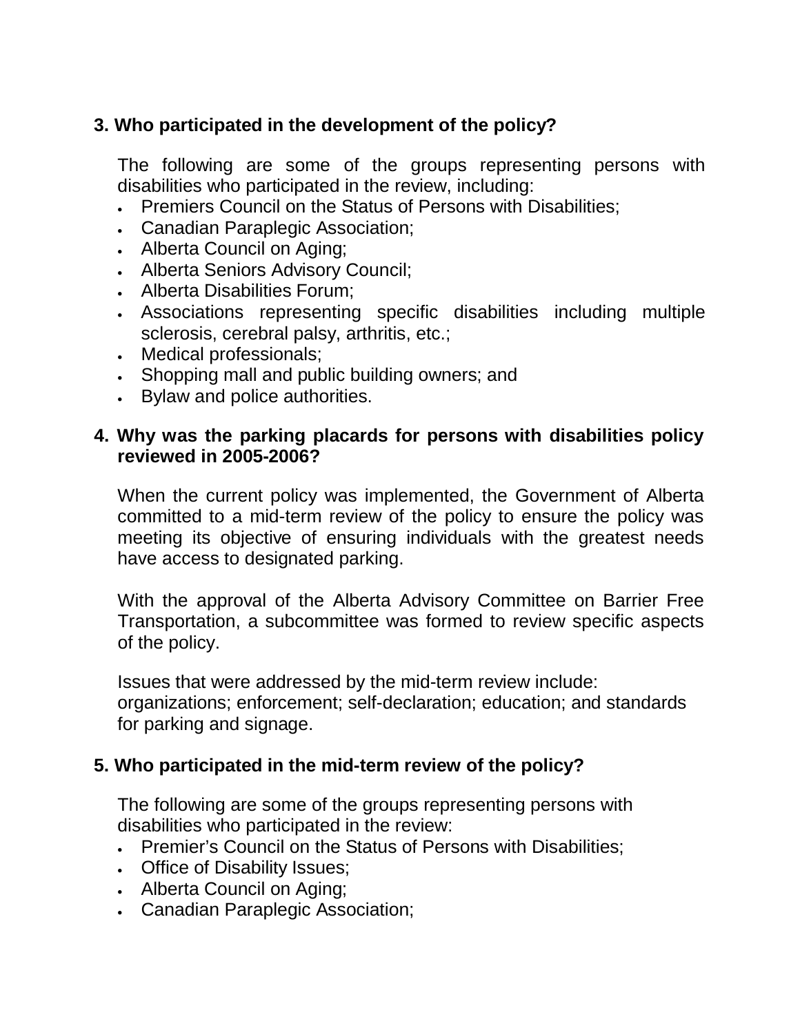**3. Who participated in the development of the policy?**

The following are some of the groups representing persons with disabilities who participated in the review, including:

- Premiers Council on the Status of Persons with Disabilities;
- Canadian Paraplegic Association;
- Alberta Council on Aging;
- Alberta Seniors Advisory Council;
- Alberta Disabilities Forum;
- Associations representing specific disabilities including multiple sclerosis, cerebral palsy, arthritis, etc.;
- Medical professionals;
- Shopping mall and public building owners; and
- Bylaw and police authorities.

**4. Why was the parking placards for persons with disabilities policy reviewed in 2005-2006?**

When the current policy was implemented, the Government of Alberta committed to a mid-term review of the policy to ensure the policy was meeting its objective of ensuring individuals with the greatest needs have access to designated parking.

With the approval of the Alberta Advisory Committee on Barrier Free Transportation, a subcommittee was formed to review specific aspects of the policy.

Issues that were addressed by the mid-term review include: organizations; enforcement; self-declaration; education; and standards for parking and signage.

**5. Who participated in the mid-term review of the policy?**

The following are some of the groups representing persons with disabilities who participated in the review:

- Premier's Council on the Status of Persons with Disabilities;
- Office of Disability Issues;
- Alberta Council on Aging;
- Canadian Paraplegic Association;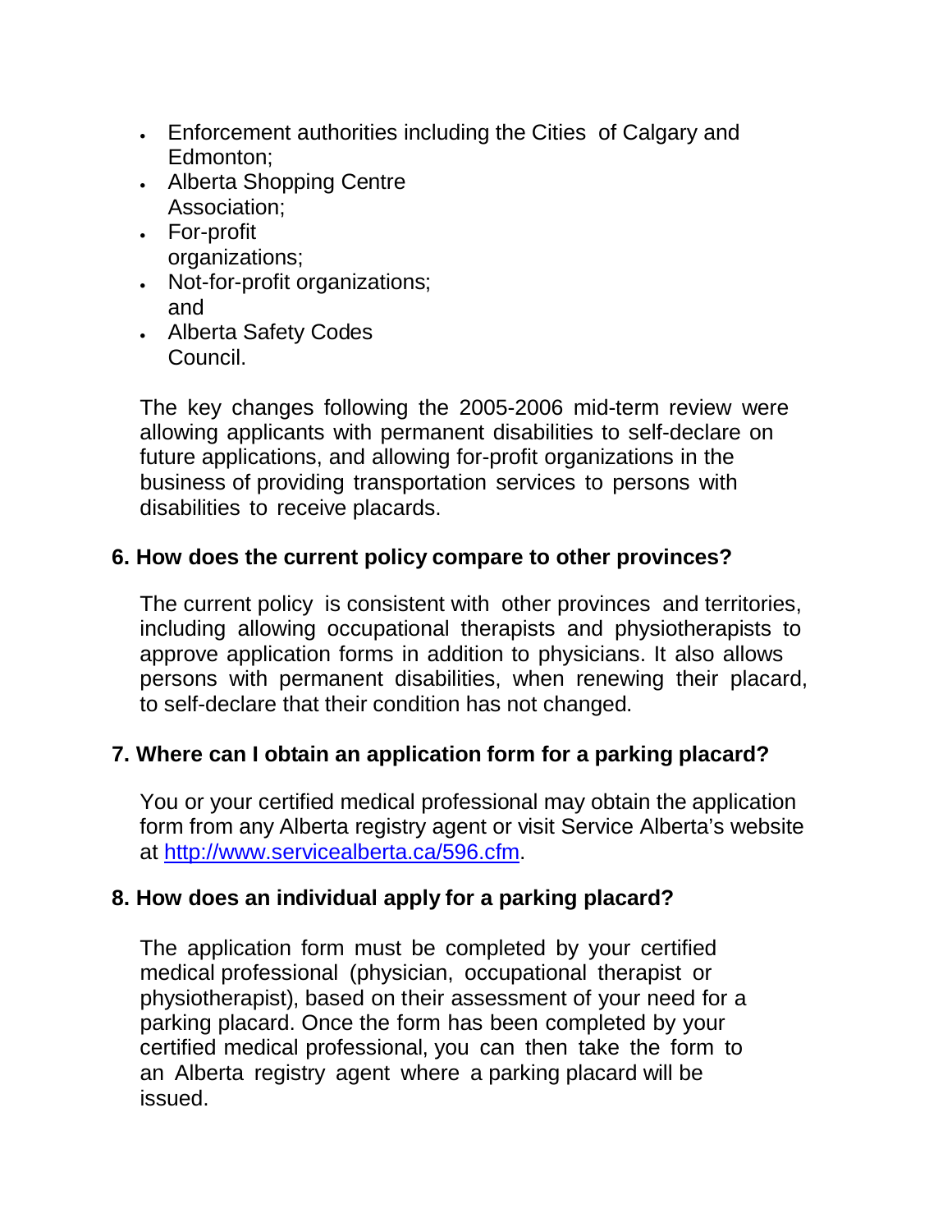- Enforcement authorities including the Cities of Calgary and Edmonton;
- Alberta Shopping Centre Association;
- For-profit organizations;
- Not-for-profit organizations; and
- Alberta Safety Codes Council.

The key changes following the 2005-2006 mid-term review were allowing applicants with permanent disabilities to self-declare on future applications, and allowing for-profit organizations in the business of providing transportation services to persons with disabilities to receive placards.

**6. How does the current policy compare to other provinces?**

The current policy is consistent with other provinces and territories, including allowing occupational therapists and physiotherapists to approve application forms in addition to physicians. It also allows persons with permanent disabilities, when renewing their placard, to self-declare that their condition has not changed.

**7. Where can I obtain an application form for a parking placard?**

You or your certified medical professional may obtain the application form from any Alberta registry agent or visit Service Alberta's website at [http://www.servicealberta.ca/596.cfm](http://www.servicealberta.ca/596.cfm).

**8. How does an individual apply for a parking placard?**

The application form must be completed by your certified medical professional (physician, occupational therapist or physiotherapist), based on their assessment of your need for a parking placard. Once the form has been completed by your certified medical professional, you can then take the form to an Alberta registry agent where a parking placard will be issued.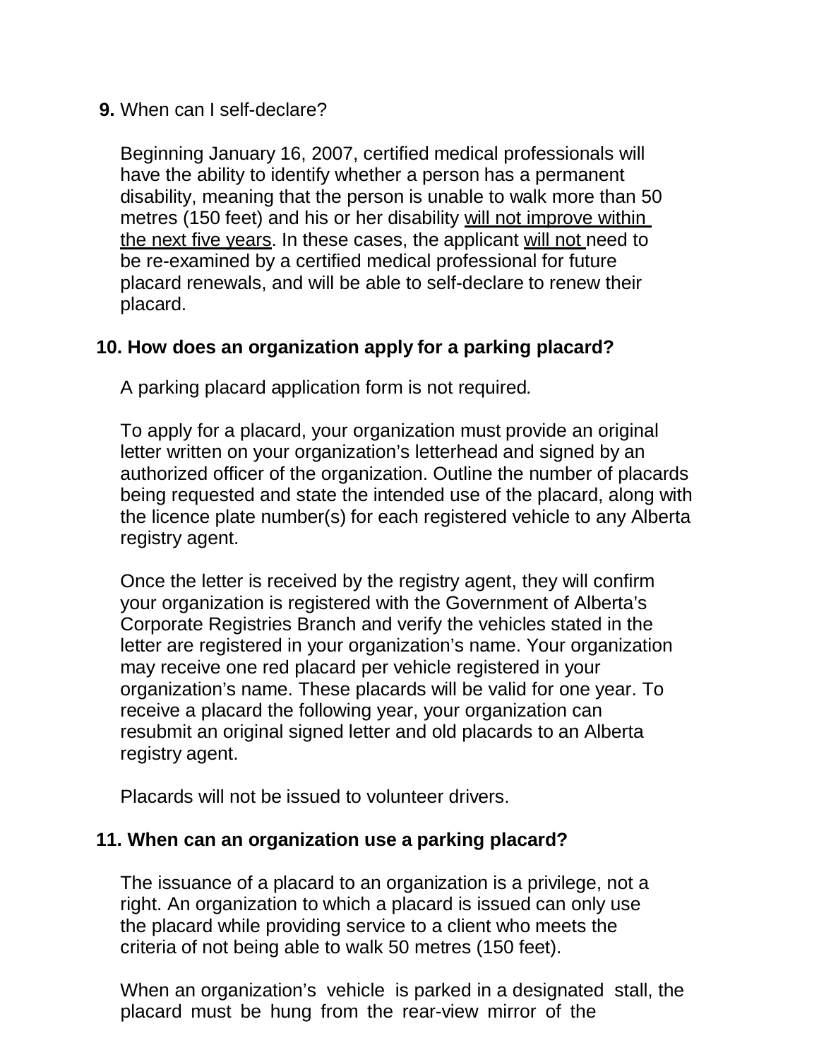**9.** When can I self-declare?

Beginning January 16, 2007, certified medical professionals will have the ability to identify whether a person has a permanent disability, meaning that the person is unable to walk more than 50 metres (150 feet) and his or her disability <u>will not improve within the next five years</u>. In these cases, the applicant <u>will not</u> need to be re-examined by a certified medical professional for future placard renewals, and will be able to self-declare to renew their placard.

**10. How does an organization apply for a parking placard?**

A parking placard application form is not required.

To apply for a placard, your organization must provide an original letter written on your organization's letterhead and signed by an authorized officer of the organization. Outline the number of placards being requested and state the intended use of the placard, along with the licence plate number(s) for each registered vehicle to any Alberta registry agent.

Once the letter is received by the registry agent, they will confirm your organization is registered with the Government of Alberta's Corporate Registries Branch and verify the vehicles stated in the letter are registered in your organization's name. Your organization may receive one red placard per vehicle registered in your organization's name. These placards will be valid for one year. To receive a placard the following year, your organization can resubmit an original signed letter and old placards to an Alberta registry agent.

Placards will not be issued to volunteer drivers.

**11. When can an organization use a parking placard?**

The issuance of a placard to an organization is a privilege, not a right. An organization to which a placard is issued can only use the placard while providing service to a client who meets the criteria of not being able to walk 50 metres (150 feet).

When an organization's vehicle is parked in a designated stall, the placard must be hung from the rear-view mirror of the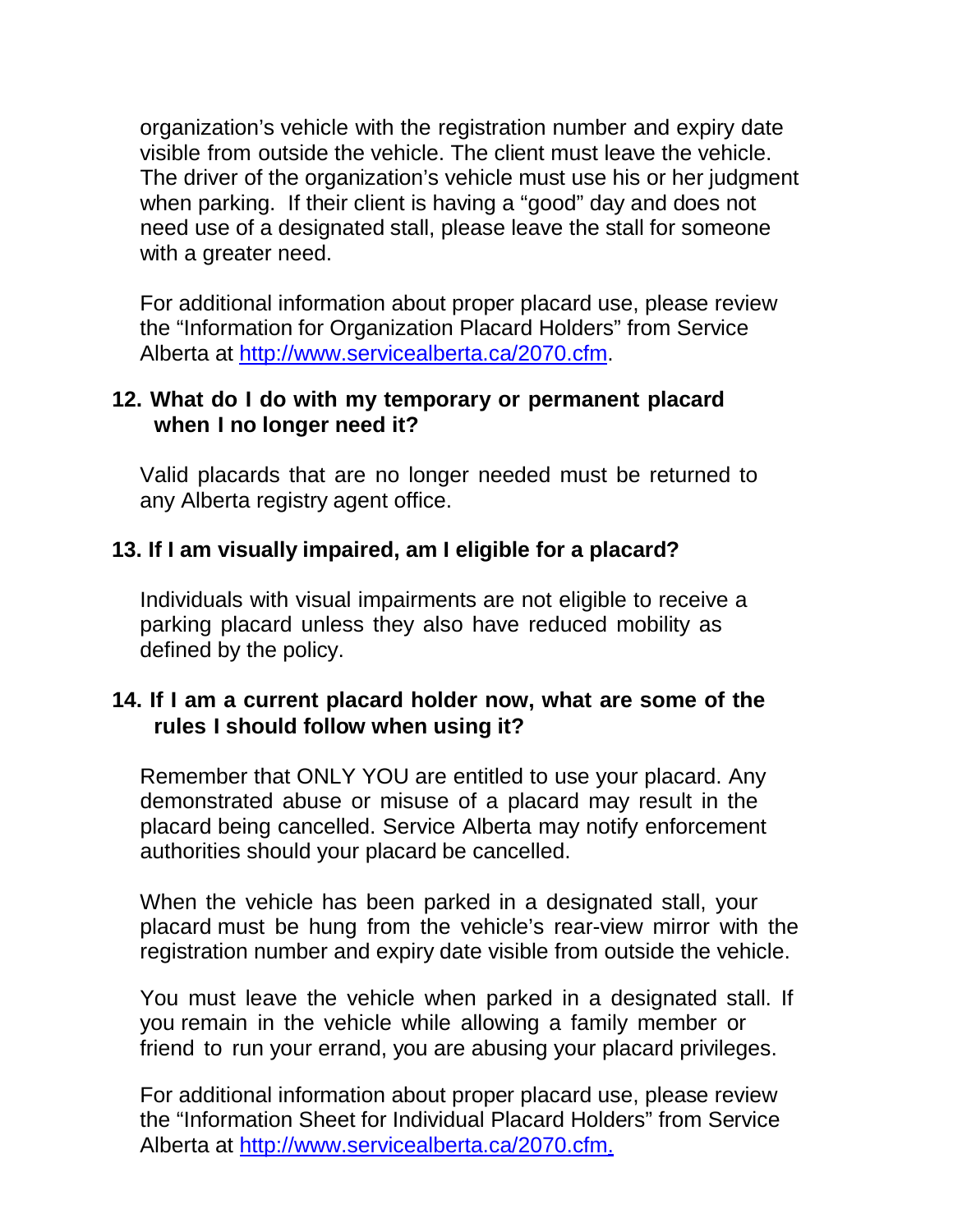organization's vehicle with the registration number and expiry date visible from outside the vehicle. The client must leave the vehicle. The driver of the organization's vehicle must use his or her judgment when parking. If their client is having a "good" day and does not need use of a designated stall, please leave the stall for someone with a greater need.

For additional information about proper placard use, please review the "Information for Organization Placard Holders" from Service Alberta at http://www.servicealberta.ca/2070.cfm.

**12. What do I do with my temporary or permanent placard when I no longer need it?**

Valid placards that are no longer needed must be returned to any Alberta registry agent office.

**13. If I am visually impaired, am I eligible for a placard?**

Individuals with visual impairments are not eligible to receive a parking placard unless they also have reduced mobility as defined by the policy.

**14. If I am a current placard holder now, what are some of the rules I should follow when using it?**

Remember that ONLY YOU are entitled to use your placard. Any demonstrated abuse or misuse of a placard may result in the placard being cancelled. Service Alberta may notify enforcement authorities should your placard be cancelled.

When the vehicle has been parked in a designated stall, your placard must be hung from the vehicle's rear-view mirror with the registration number and expiry date visible from outside the vehicle.

You must leave the vehicle when parked in a designated stall. If you remain in the vehicle while allowing a family member or friend to run your errand, you are abusing your placard privileges.

For additional information about proper placard use, please review the "Information Sheet for Individual Placard Holders" from Service Alberta at http://www.servicealberta.ca/2070.cfm.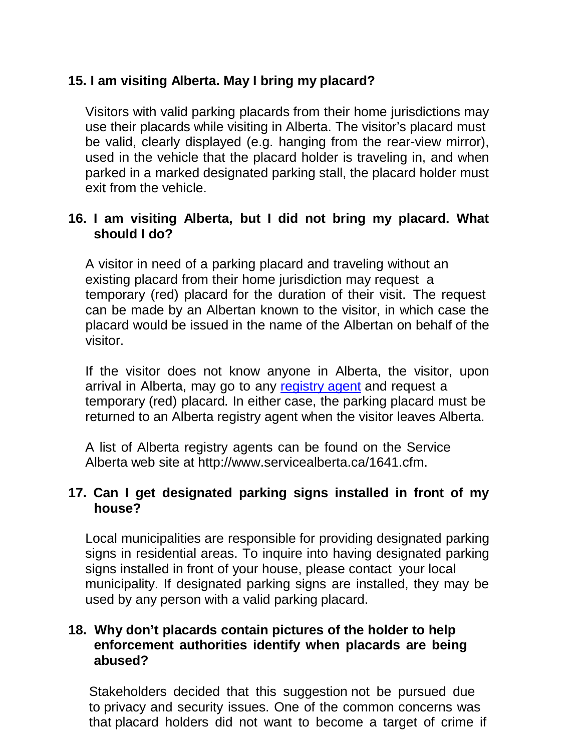**15. I am visiting Alberta. May I bring my placard?**

Visitors with valid parking placards from their home jurisdictions may use their placards while visiting in Alberta. The visitor's placard must be valid, clearly displayed (e.g. hanging from the rear-view mirror), used in the vehicle that the placard holder is traveling in, and when parked in a marked designated parking stall, the placard holder must exit from the vehicle.

**16. I am visiting Alberta, but I did not bring my placard. What should I do?**

A visitor in need of a parking placard and traveling without an existing placard from their home jurisdiction may request a temporary (red) placard for the duration of their visit. The request can be made by an Albertan known to the visitor, in which case the placard would be issued in the name of the Albertan on behalf of the visitor.

If the visitor does not know anyone in Alberta, the visitor, upon arrival in Alberta, may go to any registry agent and request a temporary (red) placard. In either case, the parking placard must be returned to an Alberta registry agent when the visitor leaves Alberta.

A list of Alberta registry agents can be found on the Service Alberta web site at http://www.servicealberta.ca/1641.cfm.

**17. Can I get designated parking signs installed in front of my house?**

Local municipalities are responsible for providing designated parking signs in residential areas. To inquire into having designated parking signs installed in front of your house, please contact your local municipality. If designated parking signs are installed, they may be used by any person with a valid parking placard.

**18. Why don't placards contain pictures of the holder to help enforcement authorities identify when placards are being abused?**

Stakeholders decided that this suggestion not be pursued due to privacy and security issues. One of the common concerns was that placard holders did not want to become a target of crime if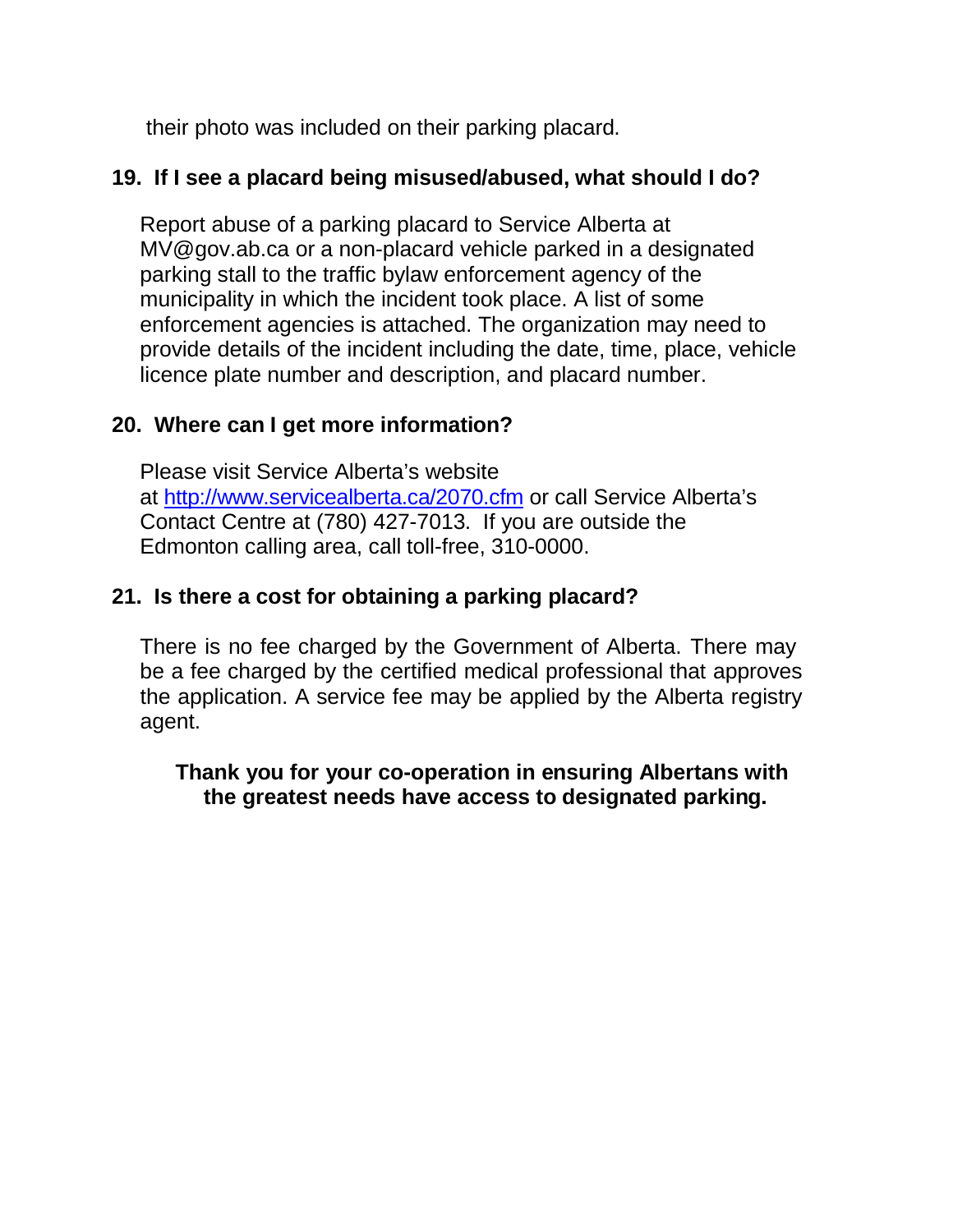their photo was included on their parking placard.

## 19. If I see a placard being misused/abused, what should I do?

Report abuse of a parking placard to Service Alberta at MV@gov.ab.ca or a non-placard vehicle parked in a designated parking stall to the traffic bylaw enforcement agency of the municipality in which the incident took place. A list of some enforcement agencies is attached. The organization may need to provide details of the incident including the date, time, place, vehicle licence plate number and description, and placard number.

## 20. Where can I get more information?

Please visit Service Alberta's website at [http://www.servicealberta.ca/2070.cfm](http://www.servicealberta.ca/2070.cfm) or call Service Alberta's Contact Centre at (780) 427-7013. If you are outside the Edmonton calling area, call toll-free, 310-0000.

## 21. Is there a cost for obtaining a parking placard?

There is no fee charged by the Government of Alberta. There may be a fee charged by the certified medical professional that approves the application. A service fee may be applied by the Alberta registry agent.

**Thank you for your co-operation in ensuring Albertans with the greatest needs have access to designated parking.**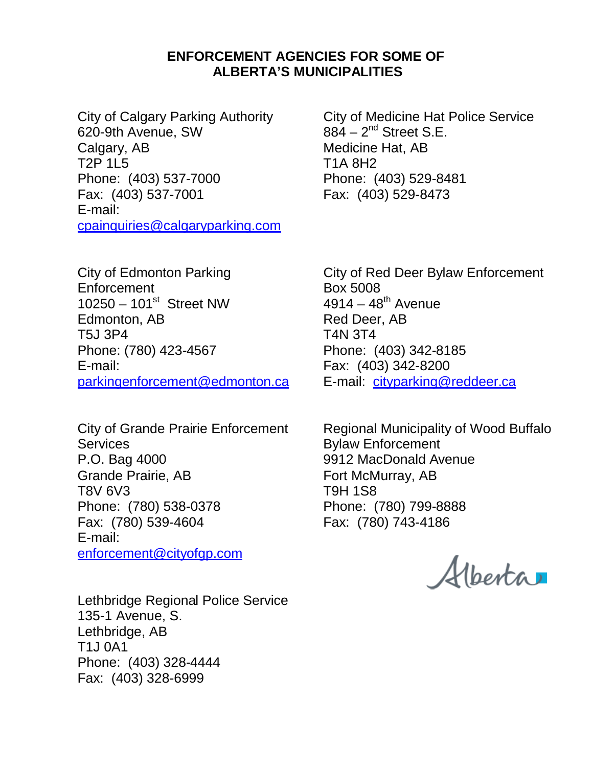**ENFORCEMENT AGENCIES FOR SOME OF ALBERTA'S MUNICIPALITIES**

City of Calgary Parking Authority
620-9th Avenue, SW
Calgary, AB
T2P 1L5
Phone: (403) 537-7000
Fax: (403) 537-7001
E-mail:
cpainquiries@calgaryparking.com

City of Medicine Hat Police Service
884 – 2nd Street S.E.
Medicine Hat, AB
T1A 8H2
Phone: (403) 529-8481
Fax: (403) 529-8473

City of Edmonton Parking Enforcement
10250 – 101st Street NW
Edmonton, AB
T5J 3P4
Phone: (780) 423-4567
E-mail:
parkingenforcement@edmonton.ca

City of Red Deer Bylaw Enforcement
Box 5008
4914 – 48th Avenue
Red Deer, AB
T4N 3T4
Phone: (403) 342-8185
Fax: (403) 342-8200
E-mail: cityparking@reddeer.ca

City of Grande Prairie Enforcement Services
P.O. Bag 4000
Grande Prairie, AB
T8V 6V3
Phone: (780) 538-0378
Fax: (780) 539-4604
E-mail:
enforcement@cityofgp.com

Regional Municipality of Wood Buffalo Bylaw Enforcement
9912 MacDonald Avenue
Fort McMurray, AB
T9H 1S8
Phone: (780) 799-8888
Fax: (780) 743-4186

Lethbridge Regional Police Service
135-1 Avenue, S.
Lethbridge, AB
T1J 0A1
Phone: (403) 328-4444
Fax: (403) 328-6999

Alberta